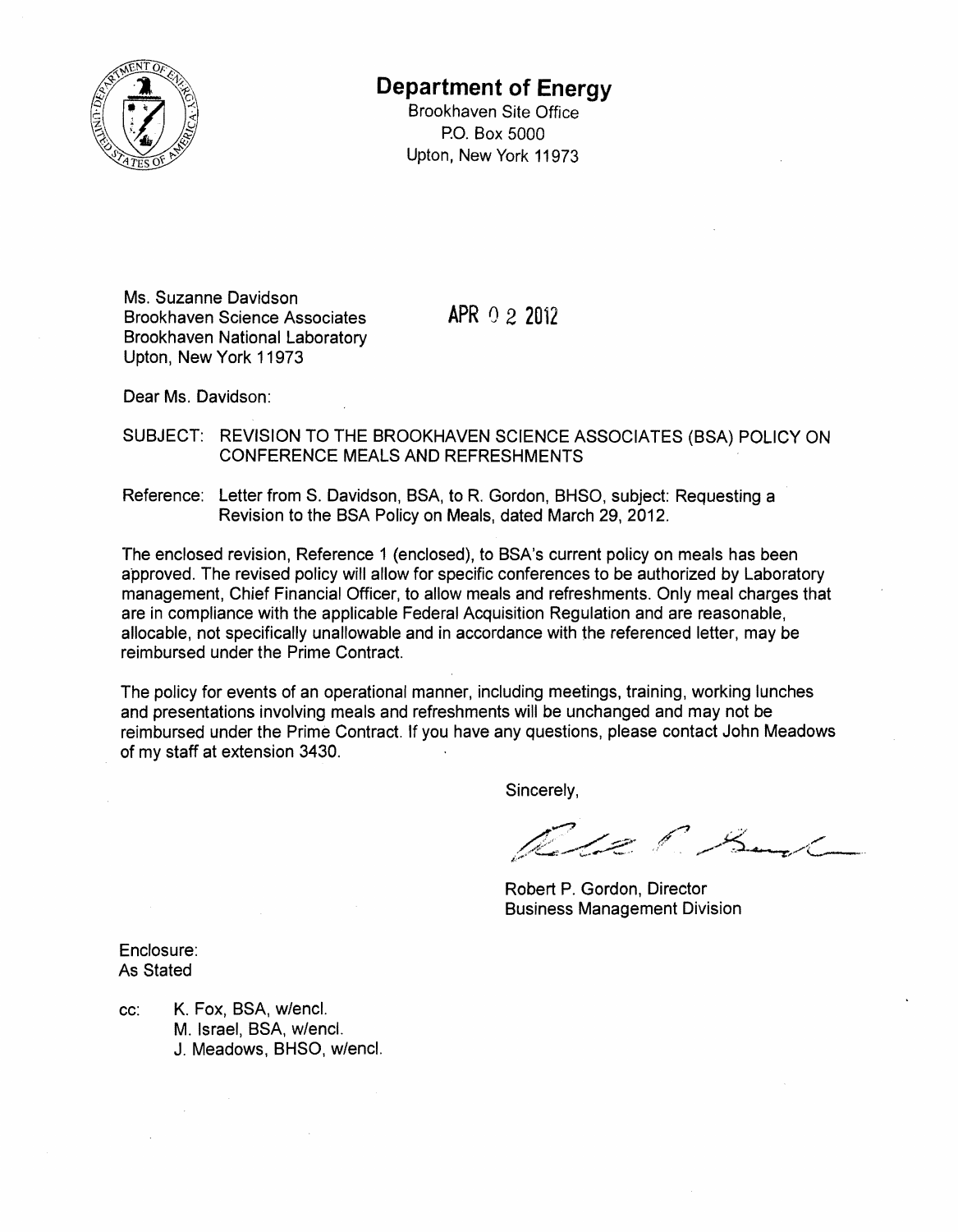# Department of Energy

Brookhaven Site Office
P.O. Box 5000
Upton, New York 11973

Ms. Suzanne Davidson
Brookhaven Science Associates
Brookhaven National Laboratory
Upton, New York 11973

APR 0 2 2012

Dear Ms. Davidson:

SUBJECT: REVISION TO THE BROOKHAVEN SCIENCE ASSOCIATES (BSA) POLICY ON CONFERENCE MEALS AND REFRESHMENTS

Reference: Letter from S. Davidson, BSA, to R. Gordon, BHSO, subject: Requesting a Revision to the BSA Policy on Meals, dated March 29, 2012.

The enclosed revision, Reference 1 (enclosed), to BSA's current policy on meals has been approved. The revised policy will allow for specific conferences to be authorized by Laboratory management, Chief Financial Officer, to allow meals and refreshments. Only meal charges that are in compliance with the applicable Federal Acquisition Regulation and are reasonable, allocable, not specifically unallowable and in accordance with the referenced letter, may be reimbursed under the Prime Contract.

The policy for events of an operational manner, including meetings, training, working lunches and presentations involving meals and refreshments will be unchanged and may not be reimbursed under the Prime Contract. If you have any questions, please contact John Meadows of my staff at extension 3430.

Sincerely,

Robert P. Gordon, Director
Business Management Division

Enclosure:
As Stated

cc: K. Fox, BSA, w/encl.
M. Israel, BSA, w/encl.
J. Meadows, BHSO, w/encl.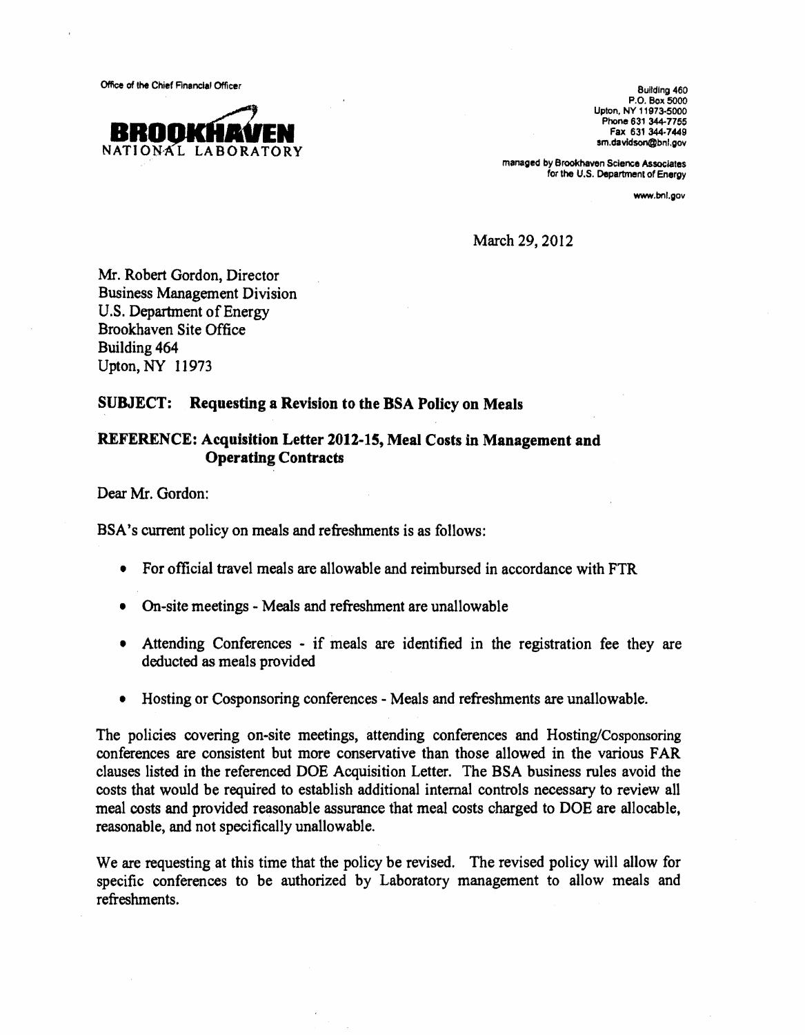Office of the Chief Financial Officer

**BROOKHAVEN**
NATIONAL LABORATORY

Building 460
P.O. Box 5000
Upton, NY 11973-5000
Phone 631 344-7755
Fax 631 344-7449
sm.davidson@bnl.gov

managed by Brookhaven Science Associates
for the U.S. Department of Energy

www.bnl.gov

March 29, 2012

Mr. Robert Gordon, Director
Business Management Division
U.S. Department of Energy
Brookhaven Site Office
Building 464
Upton, NY 11973

**SUBJECT: Requesting a Revision to the BSA Policy on Meals**

**REFERENCE: Acquisition Letter 2012-15, Meal Costs in Management and Operating Contracts**

Dear Mr. Gordon:

BSA's current policy on meals and refreshments is as follows:

- For official travel meals are allowable and reimbursed in accordance with FTR
- On-site meetings - Meals and refreshment are unallowable
- Attending Conferences - if meals are identified in the registration fee they are deducted as meals provided
- Hosting or Cosponsoring conferences - Meals and refreshments are unallowable.

The policies covering on-site meetings, attending conferences and Hosting/Cosponsoring conferences are consistent but more conservative than those allowed in the various FAR clauses listed in the referenced DOE Acquisition Letter. The BSA business rules avoid the costs that would be required to establish additional internal controls necessary to review all meal costs and provided reasonable assurance that meal costs charged to DOE are allocable, reasonable, and not specifically unallowable.

We are requesting at this time that the policy be revised. The revised policy will allow for specific conferences to be authorized by Laboratory management to allow meals and refreshments.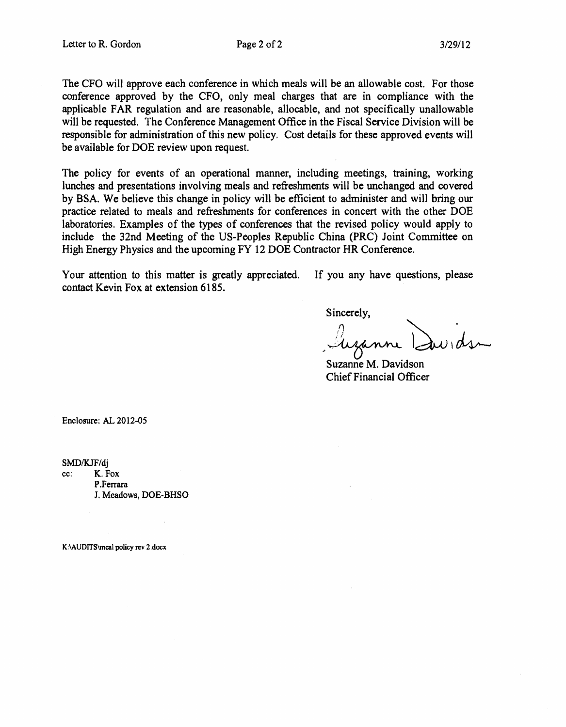The CFO will approve each conference in which meals will be an allowable cost. For those conference approved by the CFO, only meal charges that are in compliance with the applicable FAR regulation and are reasonable, allocable, and not specifically unallowable will be requested. The Conference Management Office in the Fiscal Service Division will be responsible for administration of this new policy. Cost details for these approved events will be available for DOE review upon request.

The policy for events of an operational manner, including meetings, training, working lunches and presentations involving meals and refreshments will be unchanged and covered by BSA. We believe this change in policy will be efficient to administer and will bring our practice related to meals and refreshments for conferences in concert with the other DOE laboratories. Examples of the types of conferences that the revised policy would apply to include the 32nd Meeting of the US-Peoples Republic China (PRC) Joint Committee on High Energy Physics and the upcoming FY 12 DOE Contractor HR Conference.

Your attention to this matter is greatly appreciated. If you any have questions, please contact Kevin Fox at extension 6185.

Sincerely,

Suzanne Davidson

Suzanne M. Davidson
Chief Financial Officer

Enclosure: AL 2012-05

SMD/KJF/dj
cc: K. Fox
P.Ferrara
J. Meadows, DOE-BHSO

K:\AUDITS\meal policy rev 2.docx